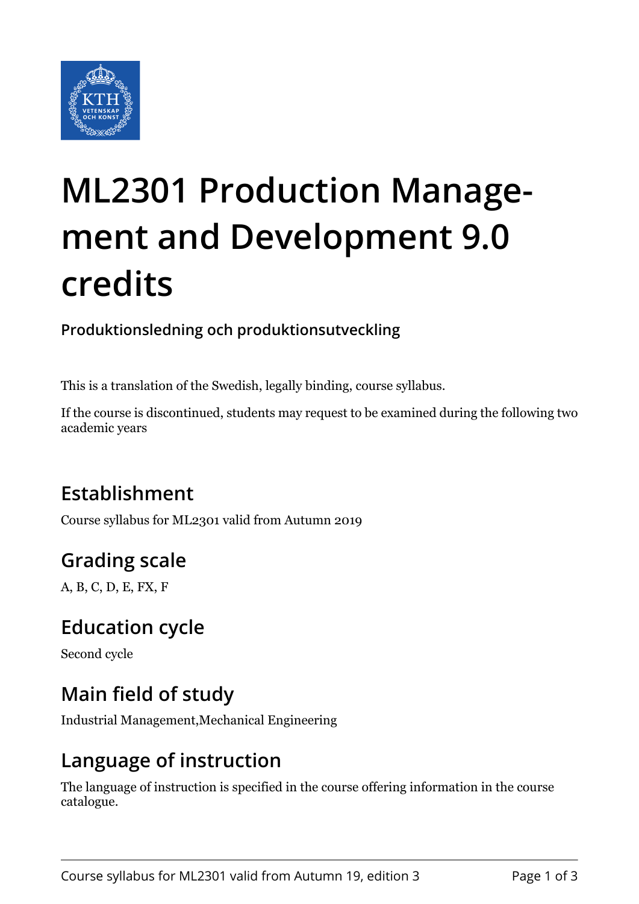# ML2301 Production Management and Development 9.0 credits

**Produktionsledning och produktionsutveckling**

This is a translation of the Swedish, legally binding, course syllabus.

If the course is discontinued, students may request to be examined during the following two academic years

## Establishment

Course syllabus for ML2301 valid from Autumn 2019

## Grading scale

A, B, C, D, E, FX, F

## Education cycle

Second cycle

## Main field of study

Industrial Management,Mechanical Engineering

## Language of instruction

The language of instruction is specified in the course offering information in the course catalogue.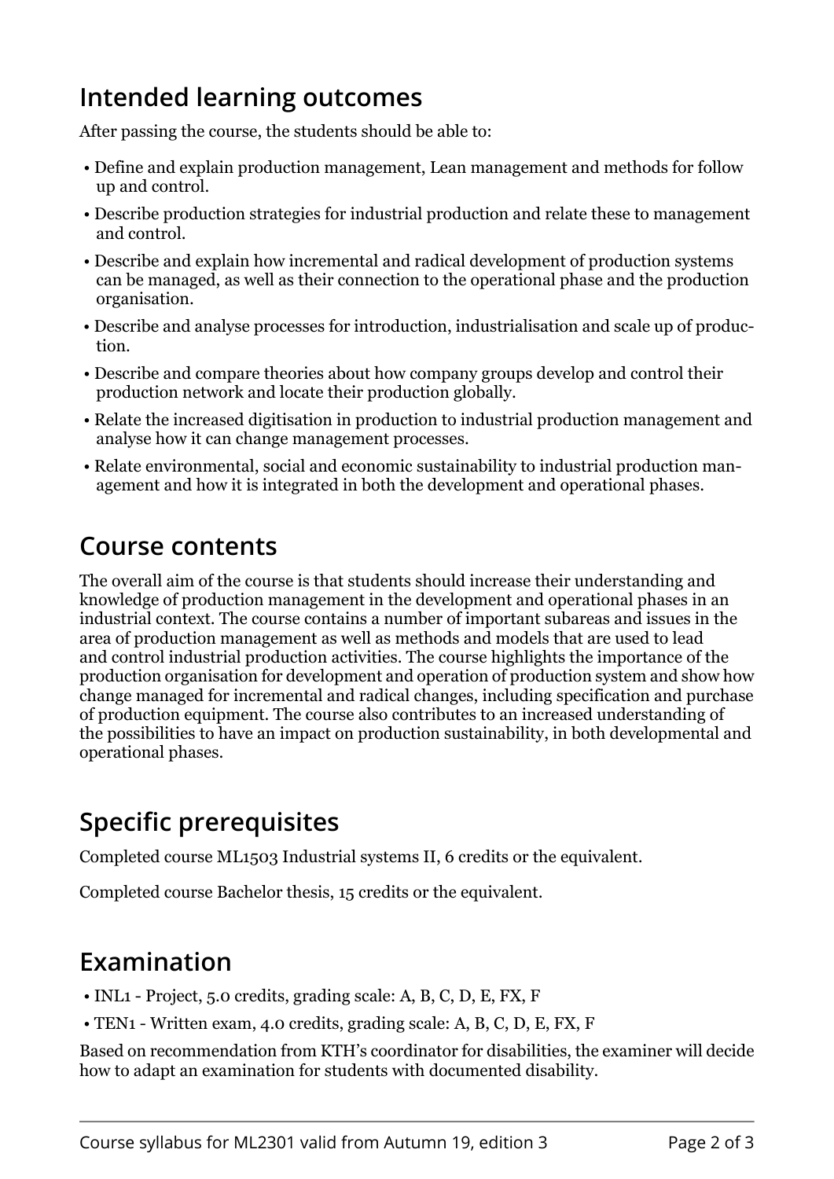## Intended learning outcomes

After passing the course, the students should be able to:

- Define and explain production management, Lean management and methods for follow up and control.
- Describe production strategies for industrial production and relate these to management and control.
- Describe and explain how incremental and radical development of production systems can be managed, as well as their connection to the operational phase and the production organisation.
- Describe and analyse processes for introduction, industrialisation and scale up of production.
- Describe and compare theories about how company groups develop and control their production network and locate their production globally.
- Relate the increased digitisation in production to industrial production management and analyse how it can change management processes.
- Relate environmental, social and economic sustainability to industrial production management and how it is integrated in both the development and operational phases.

## Course contents

The overall aim of the course is that students should increase their understanding and knowledge of production management in the development and operational phases in an industrial context. The course contains a number of important subareas and issues in the area of production management as well as methods and models that are used to lead and control industrial production activities. The course highlights the importance of the production organisation for development and operation of production system and show how change managed for incremental and radical changes, including specification and purchase of production equipment. The course also contributes to an increased understanding of the possibilities to have an impact on production sustainability, in both developmental and operational phases.

## Specific prerequisites

Completed course ML1503 Industrial systems II, 6 credits or the equivalent.

Completed course Bachelor thesis, 15 credits or the equivalent.

## Examination

- INL1 - Project, 5.0 credits, grading scale: A, B, C, D, E, FX, F
- TEN1 - Written exam, 4.0 credits, grading scale: A, B, C, D, E, FX, F

Based on recommendation from KTH's coordinator for disabilities, the examiner will decide how to adapt an examination for students with documented disability.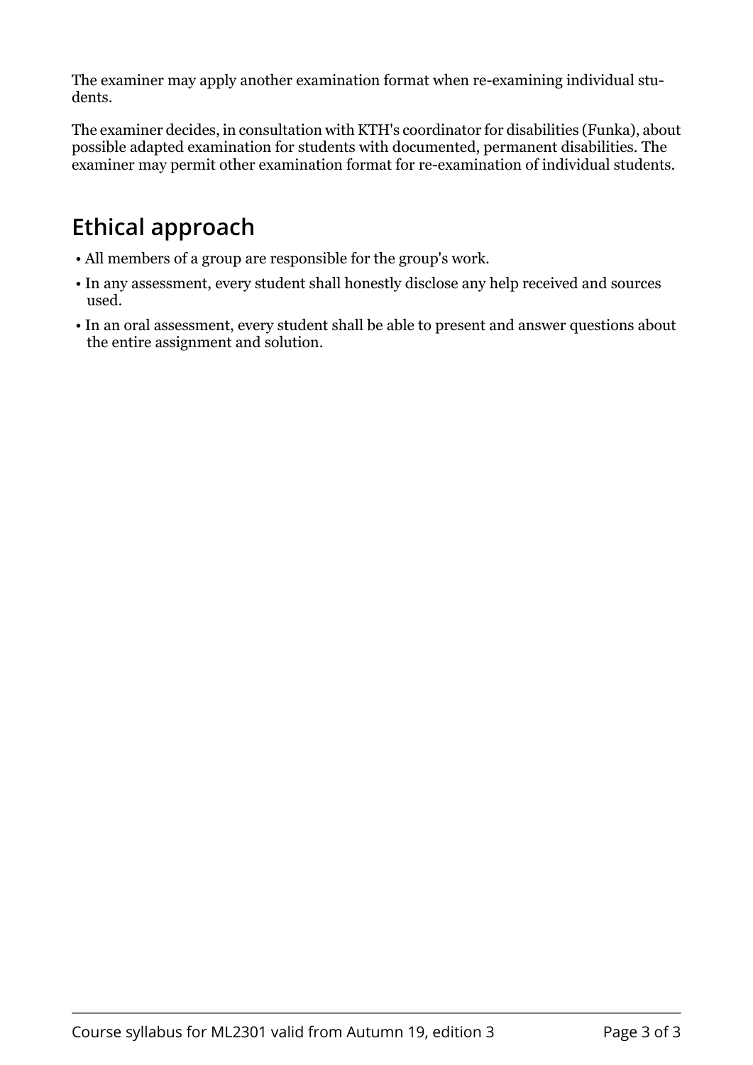The examiner may apply another examination format when re-examining individual students.

The examiner decides, in consultation with KTH's coordinator for disabilities (Funka), about possible adapted examination for students with documented, permanent disabilities. The examiner may permit other examination format for re-examination of individual students.

## Ethical approach

- All members of a group are responsible for the group's work.
- In any assessment, every student shall honestly disclose any help received and sources used.
- In an oral assessment, every student shall be able to present and answer questions about the entire assignment and solution.